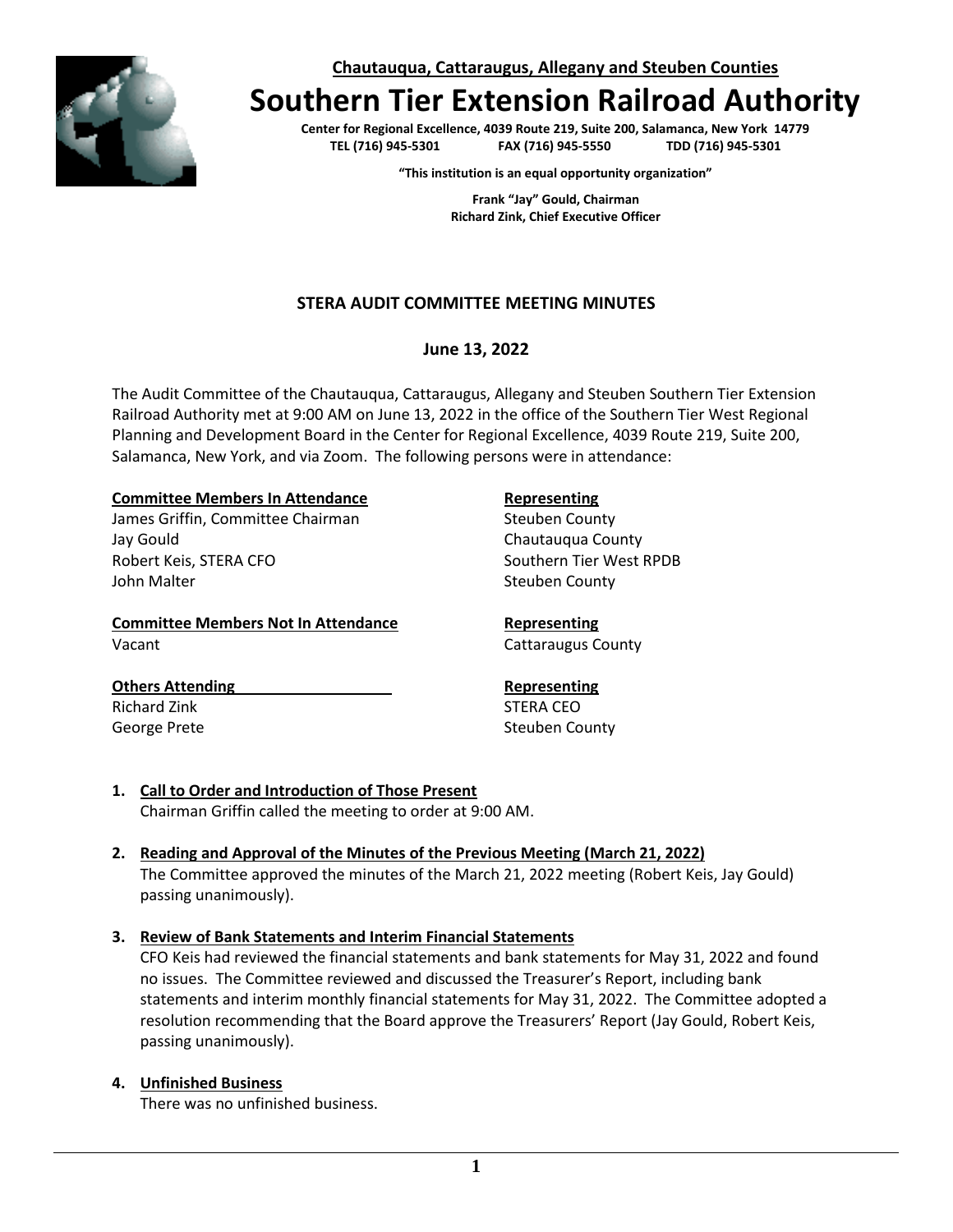**Chautauqua, Cattaraugus, Allegany and Steuben Counties**

# Southern Tier Extension Railroad Authority

**Center for Regional Excellence, 4039 Route 219, Suite 200, Salamanca, New York 14779**
**TEL (716) 945-5301 FAX (716) 945-5550 TDD (716) 945-5301**

**"This institution is an equal opportunity organization"**

**Frank "Jay" Gould, Chairman**
**Richard Zink, Chief Executive Officer**

## STERA AUDIT COMMITTEE MEETING MINUTES

### June 13, 2022

The Audit Committee of the Chautauqua, Cattaraugus, Allegany and Steuben Southern Tier Extension Railroad Authority met at 9:00 AM on June 13, 2022 in the office of the Southern Tier West Regional Planning and Development Board in the Center for Regional Excellence, 4039 Route 219, Suite 200, Salamanca, New York, and via Zoom. The following persons were in attendance:

| **Committee Members In Attendance** | **Representing** |
|---|---|
| James Griffin, Committee Chairman | Steuben County |
| Jay Gould | Chautauqua County |
| Robert Keis, STERA CFO | Southern Tier West RPDB |
| John Malter | Steuben County |

| **Committee Members Not In Attendance** | **Representing** |
|---|---|
| Vacant | Cattaraugus County |

| **Others Attending** | **Representing** |
|---|---|
| Richard Zink | STERA CEO |
| George Prete | Steuben County |

1. **Call to Order and Introduction of Those Present**
   Chairman Griffin called the meeting to order at 9:00 AM.

2. **Reading and Approval of the Minutes of the Previous Meeting (March 21, 2022)**
   The Committee approved the minutes of the March 21, 2022 meeting (Robert Keis, Jay Gould) passing unanimously).

3. **Review of Bank Statements and Interim Financial Statements**
   CFO Keis had reviewed the financial statements and bank statements for May 31, 2022 and found no issues. The Committee reviewed and discussed the Treasurer's Report, including bank statements and interim monthly financial statements for May 31, 2022. The Committee adopted a resolution recommending that the Board approve the Treasurers' Report (Jay Gould, Robert Keis, passing unanimously).

4. **Unfinished Business**
   There was no unfinished business.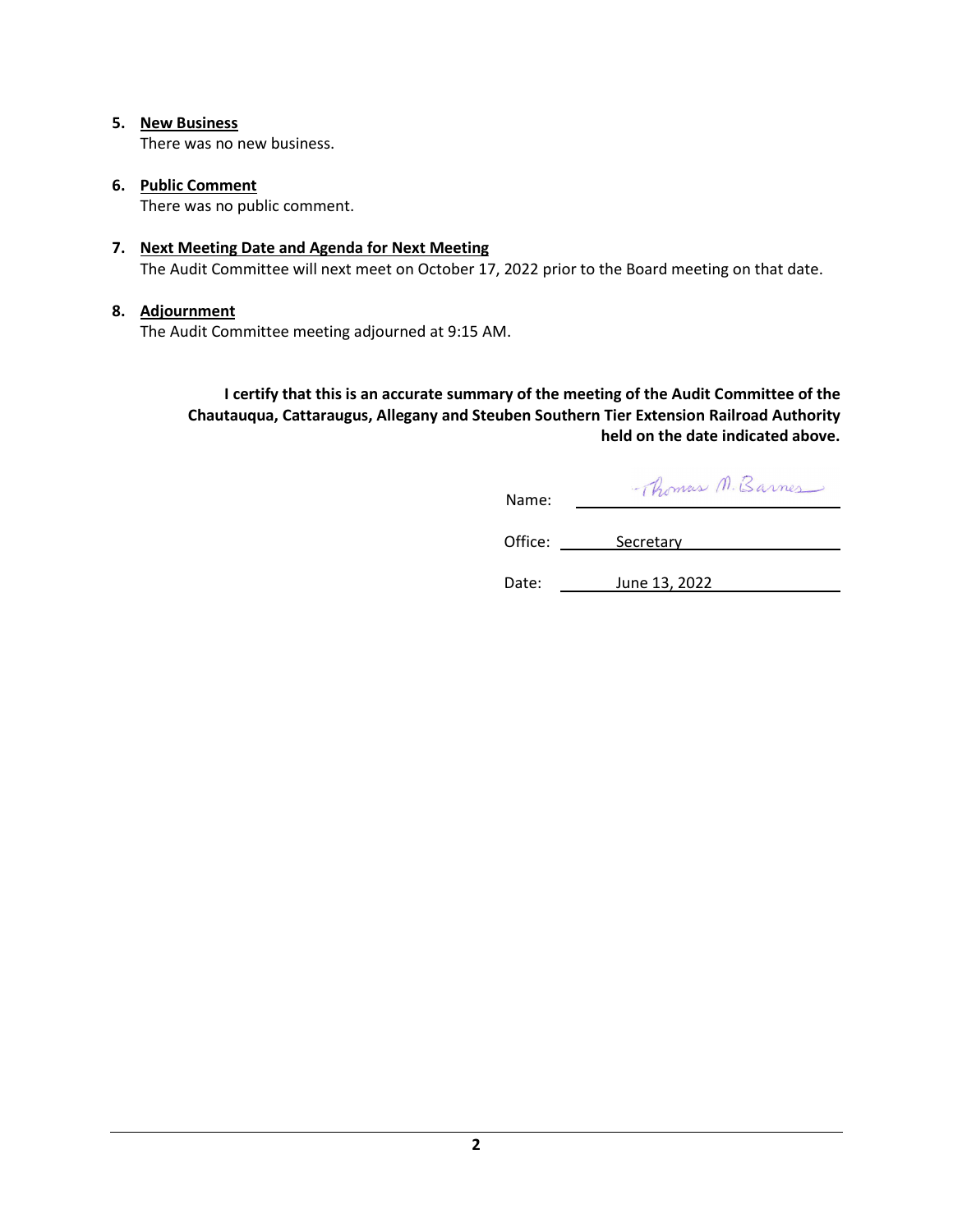5. **New Business**
   There was no new business.

6. **Public Comment**
   There was no public comment.

7. **Next Meeting Date and Agenda for Next Meeting**
   The Audit Committee will next meet on October 17, 2022 prior to the Board meeting on that date.

8. **Adjournment**
   The Audit Committee meeting adjourned at 9:15 AM.

**I certify that this is an accurate summary of the meeting of the Audit Committee of the Chautauqua, Cattaraugus, Allegany and Steuben Southern Tier Extension Railroad Authority held on the date indicated above.**

Name: Thomas M. Barnes

Office: Secretary

Date: June 13, 2022